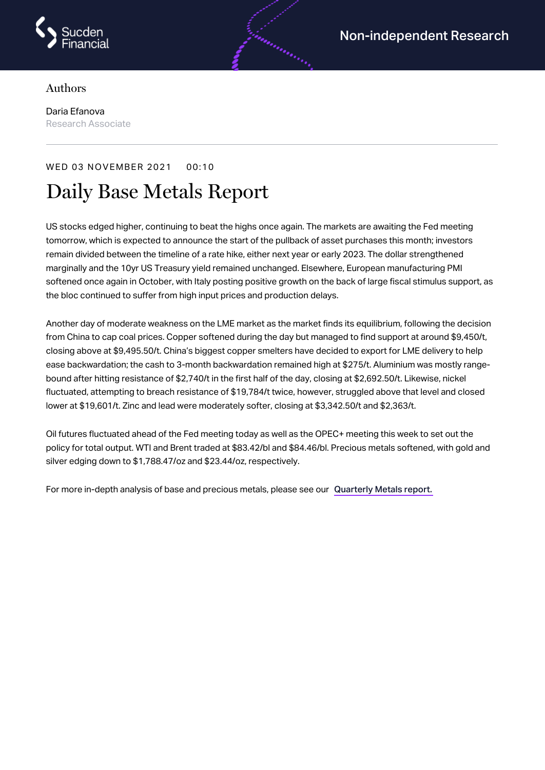Sucden Financial

Non-independent Research

Authors

Daria Efanova
Research Associate

WED 03 NOVEMBER 2021 00:10

# Daily Base Metals Report

US stocks edged higher, continuing to beat the highs once again. The markets are awaiting the Fed meeting tomorrow, which is expected to announce the start of the pullback of asset purchases this month; investors remain divided between the timeline of a rate hike, either next year or early 2023. The dollar strengthened marginally and the 10yr US Treasury yield remained unchanged. Elsewhere, European manufacturing PMI softened once again in October, with Italy posting positive growth on the back of large fiscal stimulus support, as the bloc continued to suffer from high input prices and production delays.

Another day of moderate weakness on the LME market as the market finds its equilibrium, following the decision from China to cap coal prices. Copper softened during the day but managed to find support at around $9,450/t, closing above at $9,495.50/t. China's biggest copper smelters have decided to export for LME delivery to help ease backwardation; the cash to 3-month backwardation remained high at $275/t. Aluminium was mostly range-bound after hitting resistance of $2,740/t in the first half of the day, closing at $2,692.50/t. Likewise, nickel fluctuated, attempting to breach resistance of $19,784/t twice, however, struggled above that level and closed lower at $19,601/t. Zinc and lead were moderately softer, closing at $3,342.50/t and $2,363/t.

Oil futures fluctuated ahead of the Fed meeting today as well as the OPEC+ meeting this week to set out the policy for total output. WTI and Brent traded at $83.42/bl and $84.46/bl. Precious metals softened, with gold and silver edging down to $1,788.47/oz and $23.44/oz, respectively.

For more in-depth analysis of base and precious metals, please see our **Quarterly Metals report.**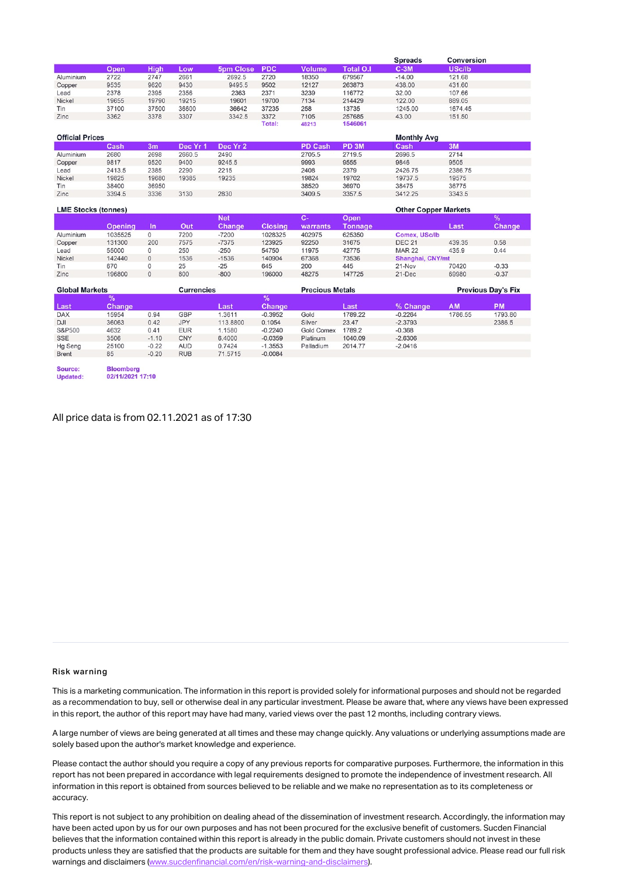| | Open | High | Low | 5pm Close | PDC | Volume | Total O.I | Spreads C-3M | Conversion USc/lb |
|---|---|---|---|---|---|---|---|---|---|
| Aluminium | 2722 | 2747 | 2661 | 2692.5 | 2720 | 18350 | 679567 | -14.00 | 121.68 |
| Copper | 9535 | 9620 | 9430 | 9495.5 | 9502 | 12127 | 263873 | 438.00 | 431.60 |
| Lead | 2378 | 2385 | 2356 | 2363 | 2371 | 3239 | 116772 | 32.00 | 107.66 |
| Nickel | 19655 | 19790 | 19215 | 19601 | 19700 | 7134 | 214429 | 122.00 | 889.05 |
| Tin | 37100 | 37500 | 36800 | 36642 | 37235 | 258 | 13735 | 1245.00 | 1674.45 |
| Zinc | 3362 | 3378 | 3307 | 3342.5 | 3372 | 7105 | 257685 | 43.00 | 151.50 |
| | | | | | Total: | 48213 | 1546061 | | |

**Official Prices**

| | Cash | 3m | Dec Yr 1 | Dec Yr 2 | PD Cash | PD 3M | Monthly Avg Cash | Monthly Avg 3M |
|---|---|---|---|---|---|---|---|---|
| Aluminium | 2680 | 2698 | 2660.5 | 2490 | 2705.5 | 2719.5 | 2696.5 | 2714 |
| Copper | 9817 | 9520 | 9400 | 9245.5 | 9993 | 9555 | 9846 | 9505 |
| Lead | 2413.5 | 2385 | 2290 | 2215 | 2408 | 2379 | 2426.75 | 2386.75 |
| Nickel | 19825 | 19680 | 19385 | 19235 | 19824 | 19702 | 19737.5 | 19575 |
| Tin | 38400 | 36950 | | | 38520 | 36970 | 38475 | 36775 |
| Zinc | 3394.5 | 3336 | 3130 | 2830 | 3409.5 | 3357.5 | 3412.25 | 3343.5 |

**LME Stocks (tonnes)**

| | Opening | In | Out | Net Change | Closing | C-warrants | Open Tonnage |
|---|---|---|---|---|---|---|---|
| Aluminium | 1035525 | 0 | 7200 | -7200 | 1028325 | 402975 | 625350 |
| Copper | 131300 | 200 | 7575 | -7375 | 123925 | 92250 | 31675 |
| Lead | 55000 | 0 | 250 | -250 | 54750 | 11975 | 42775 |
| Nickel | 142440 | 0 | 1536 | -1536 | 140904 | 67368 | 73536 |
| Tin | 670 | 0 | 25 | -25 | 645 | 200 | 445 |
| Zinc | 196800 | 0 | 800 | -800 | 196000 | 48275 | 147725 |

**Other Copper Markets**

| | Last | % Change |
|---|---|---|
| Comex, USc/lb | | |
| DEC 21 | 439.35 | 0.58 |
| MAR 22 | 435.9 | 0.44 |
| Shanghai, CNY/mt | | |
| 21-Nov | 70420 | -0.33 |
| 21-Dec | 69980 | -0.37 |

**Global Markets**

| | Last | % Change |
|---|---|---|
| DAX | 15954 | 0.94 |
| DJI | 36063 | 0.42 |
| S&P500 | 4632 | 0.41 |
| SSE | 3506 | -1.10 |
| Hg Seng | 25100 | -0.22 |
| Brent | 85 | -0.20 |

**Currencies**

| | Last | % Change |
|---|---|---|
| GBP | 1.3611 | -0.3952 |
| JPY | 113.8800 | 0.1054 |
| EUR | 1.1580 | -0.2240 |
| CNY | 6.4000 | -0.0359 |
| AUD | 0.7424 | -1.3553 |
| RUB | 71.5715 | -0.0084 |

**Precious Metals**

| | Last | % Change | Previous Day's Fix AM | Previous Day's Fix PM |
|---|---|---|---|---|
| Gold | 1789.22 | -0.2284 | 1786.55 | 1793.80 |
| Silver | 23.47 | -2.3793 | | 2386.5 |
| Gold Comex | 1789.2 | -0.368 | | |
| Platinum | 1040.09 | -2.6306 | | |
| Palladium | 2014.77 | -2.0416 | | |

**Source:** Bloomberg
**Updated:** 02/11/2021 17:10

All price data is from 02.11.2021 as of 17:30

### Risk warning

This is a marketing communication. The information in this report is provided solely for informational purposes and should not be regarded as a recommendation to buy, sell or otherwise deal in any particular investment. Please be aware that, where any views have been expressed in this report, the author of this report may have had many, varied views over the past 12 months, including contrary views.

A large number of views are being generated at all times and these may change quickly. Any valuations or underlying assumptions made are solely based upon the author's market knowledge and experience.

Please contact the author should you require a copy of any previous reports for comparative purposes. Furthermore, the information in this report has not been prepared in accordance with legal requirements designed to promote the independence of investment research. All information in this report is obtained from sources believed to be reliable and we make no representation as to its completeness or accuracy.

This report is not subject to any prohibition on dealing ahead of the dissemination of investment research. Accordingly, the information may have been acted upon by us for our own purposes and has not been procured for the exclusive benefit of customers. Sucden Financial believes that the information contained within this report is already in the public domain. Private customers should not invest in these products unless they are satisfied that the products are suitable for them and they have sought professional advice. Please read our full risk warnings and disclaimers (www.sucdenfinancial.com/en/risk-warning-and-disclaimers).